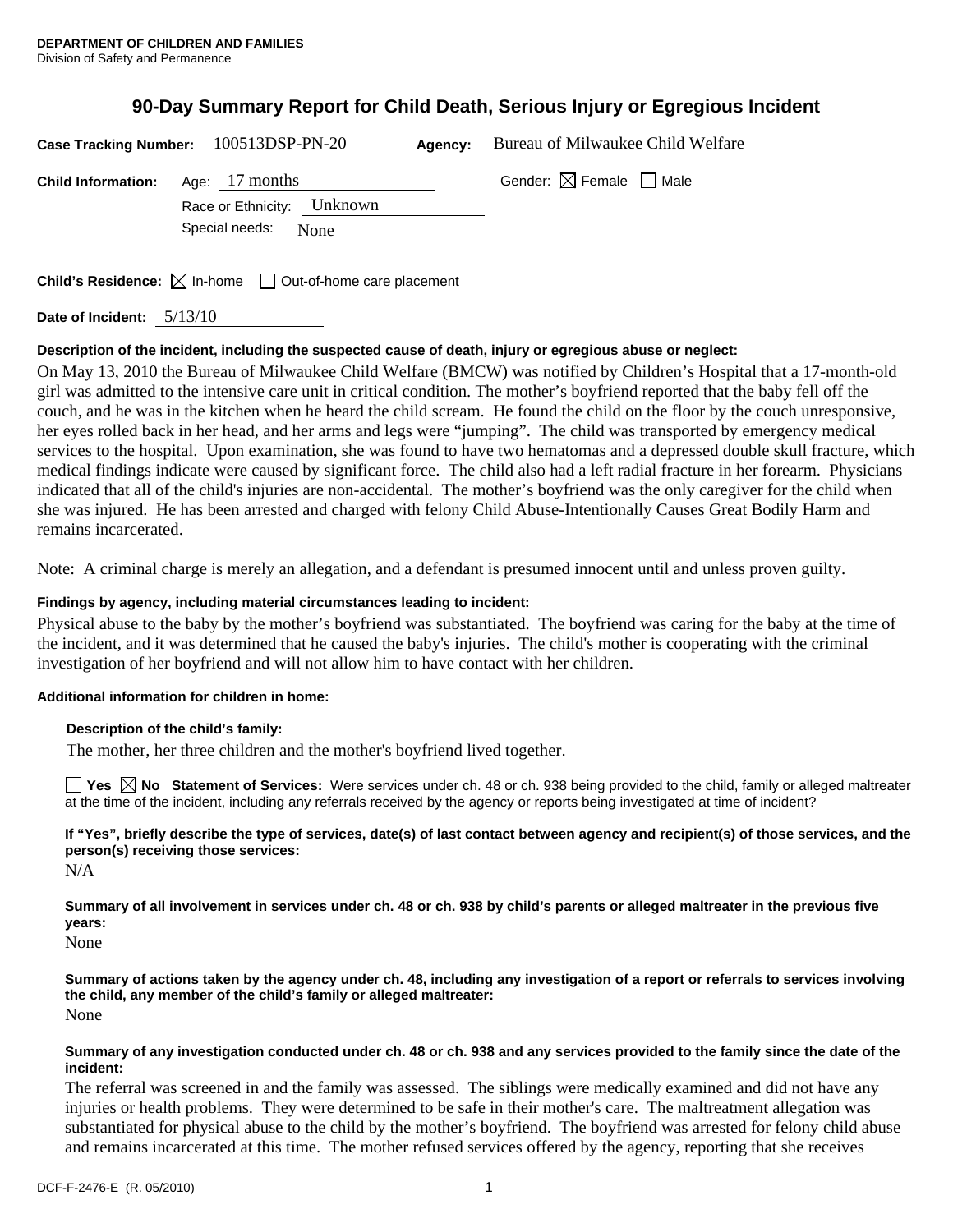**DEPARTMENT OF CHILDREN AND FAMILIES**
Division of Safety and Permanence

# 90-Day Summary Report for Child Death, Serious Injury or Egregious Incident

**Case Tracking Number:** 100513DSP-PN-20 **Agency:** Bureau of Milwaukee Child Welfare

**Child Information:** Age: 17 months Gender: ☒ Female ☐ Male
Race or Ethnicity: Unknown
Special needs: None

**Child's Residence:** ☒ In-home ☐ Out-of-home care placement

**Date of Incident:** 5/13/10

**Description of the incident, including the suspected cause of death, injury or egregious abuse or neglect:**

On May 13, 2010 the Bureau of Milwaukee Child Welfare (BMCW) was notified by Children's Hospital that a 17-month-old girl was admitted to the intensive care unit in critical condition. The mother's boyfriend reported that the baby fell off the couch, and he was in the kitchen when he heard the child scream. He found the child on the floor by the couch unresponsive, her eyes rolled back in her head, and her arms and legs were "jumping". The child was transported by emergency medical services to the hospital. Upon examination, she was found to have two hematomas and a depressed double skull fracture, which medical findings indicate were caused by significant force. The child also had a left radial fracture in her forearm. Physicians indicated that all of the child's injuries are non-accidental. The mother's boyfriend was the only caregiver for the child when she was injured. He has been arrested and charged with felony Child Abuse-Intentionally Causes Great Bodily Harm and remains incarcerated.

Note: A criminal charge is merely an allegation, and a defendant is presumed innocent until and unless proven guilty.

**Findings by agency, including material circumstances leading to incident:**

Physical abuse to the baby by the mother's boyfriend was substantiated. The boyfriend was caring for the baby at the time of the incident, and it was determined that he caused the baby's injuries. The child's mother is cooperating with the criminal investigation of her boyfriend and will not allow him to have contact with her children.

**Additional information for children in home:**

**Description of the child's family:**

The mother, her three children and the mother's boyfriend lived together.

☐ **Yes** ☒ **No** **Statement of Services:** Were services under ch. 48 or ch. 938 being provided to the child, family or alleged maltreater at the time of the incident, including any referrals received by the agency or reports being investigated at time of incident?

**If "Yes", briefly describe the type of services, date(s) of last contact between agency and recipient(s) of those services, and the person(s) receiving those services:**

N/A

**Summary of all involvement in services under ch. 48 or ch. 938 by child's parents or alleged maltreater in the previous five years:**

None

**Summary of actions taken by the agency under ch. 48, including any investigation of a report or referrals to services involving the child, any member of the child's family or alleged maltreater:**

None

**Summary of any investigation conducted under ch. 48 or ch. 938 and any services provided to the family since the date of the incident:**

The referral was screened in and the family was assessed. The siblings were medically examined and did not have any injuries or health problems. They were determined to be safe in their mother's care. The maltreatment allegation was substantiated for physical abuse to the child by the mother's boyfriend. The boyfriend was arrested for felony child abuse and remains incarcerated at this time. The mother refused services offered by the agency, reporting that she receives

DCF-F-2476-E (R. 05/2010)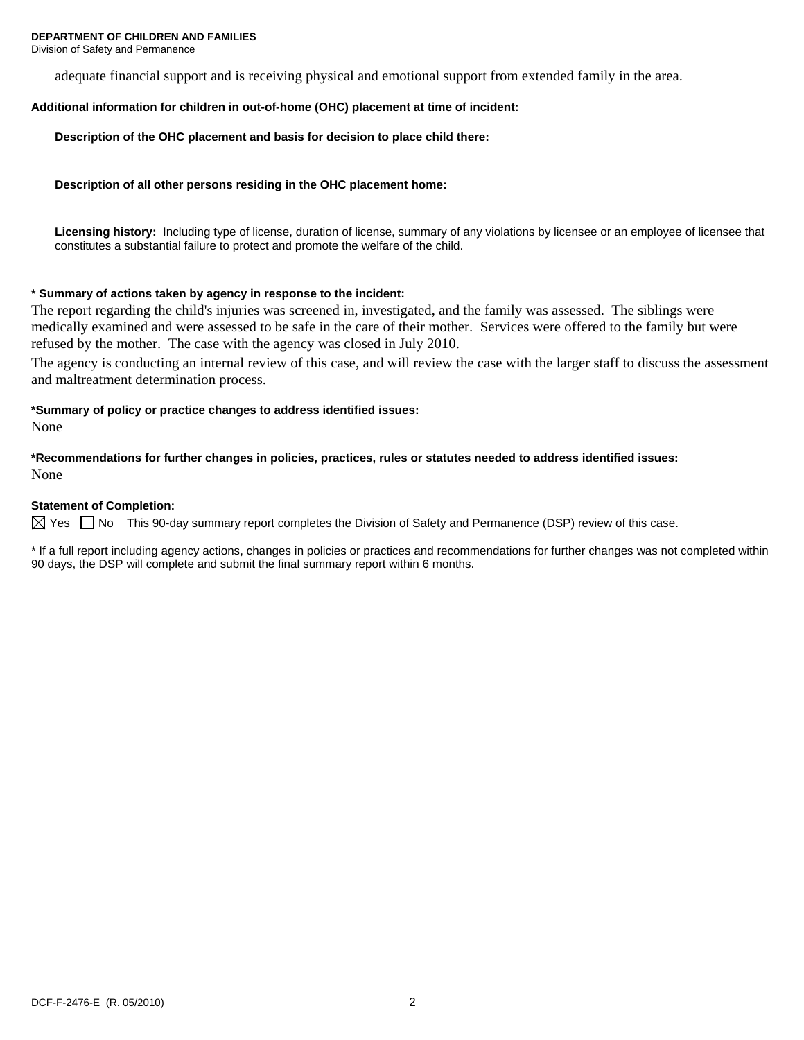adequate financial support and is receiving physical and emotional support from extended family in the area.

**Additional information for children in out-of-home (OHC) placement at time of incident:**

**Description of the OHC placement and basis for decision to place child there:**

**Description of all other persons residing in the OHC placement home:**

**Licensing history:** Including type of license, duration of license, summary of any violations by licensee or an employee of licensee that constitutes a substantial failure to protect and promote the welfare of the child.

**\* Summary of actions taken by agency in response to the incident:**

The report regarding the child's injuries was screened in, investigated, and the family was assessed. The siblings were medically examined and were assessed to be safe in the care of their mother. Services were offered to the family but were refused by the mother. The case with the agency was closed in July 2010.

The agency is conducting an internal review of this case, and will review the case with the larger staff to discuss the assessment and maltreatment determination process.

**\*Summary of policy or practice changes to address identified issues:**

None

**\*Recommendations for further changes in policies, practices, rules or statutes needed to address identified issues:**

None

**Statement of Completion:**

☒ Yes ☐ No This 90-day summary report completes the Division of Safety and Permanence (DSP) review of this case.

\* If a full report including agency actions, changes in policies or practices and recommendations for further changes was not completed within 90 days, the DSP will complete and submit the final summary report within 6 months.